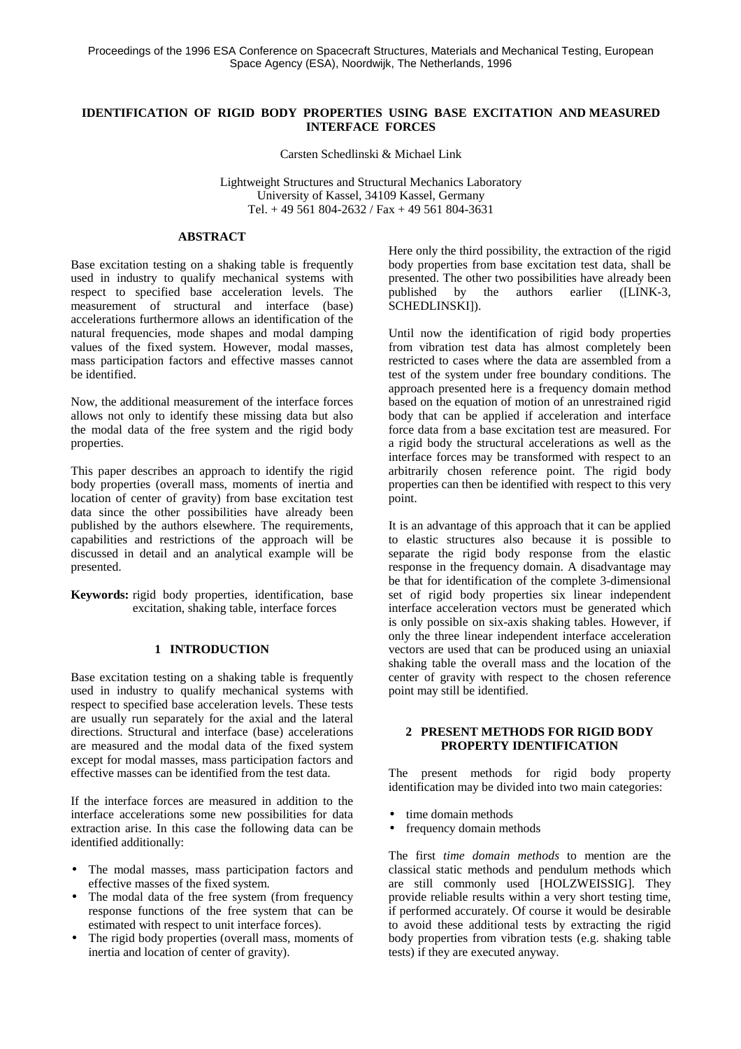Proceedings of the 1996 ESA Conference on Spacecraft Structures, Materials and Mechanical Testing, European Space Agency (ESA), Noordwijk, The Netherlands, 1996

# IDENTIFICATION OF RIGID BODY PROPERTIES USING BASE EXCITATION AND MEASURED INTERFACE FORCES

Carsten Schedlinski & Michael Link

Lightweight Structures and Structural Mechanics Laboratory
University of Kassel, 34109 Kassel, Germany
Tel. + 49 561 804-2632 / Fax + 49 561 804-3631

## ABSTRACT

Base excitation testing on a shaking table is frequently used in industry to qualify mechanical systems with respect to specified base acceleration levels. The measurement of structural and interface (base) accelerations furthermore allows an identification of the natural frequencies, mode shapes and modal damping values of the fixed system. However, modal masses, mass participation factors and effective masses cannot be identified.

Now, the additional measurement of the interface forces allows not only to identify these missing data but also the modal data of the free system and the rigid body properties.

This paper describes an approach to identify the rigid body properties (overall mass, moments of inertia and location of center of gravity) from base excitation test data since the other possibilities have already been published by the authors elsewhere. The requirements, capabilities and restrictions of the approach will be discussed in detail and an analytical example will be presented.

**Keywords:** rigid body properties, identification, base excitation, shaking table, interface forces

## 1 INTRODUCTION

Base excitation testing on a shaking table is frequently used in industry to qualify mechanical systems with respect to specified base acceleration levels. These tests are usually run separately for the axial and the lateral directions. Structural and interface (base) accelerations are measured and the modal data of the fixed system except for modal masses, mass participation factors and effective masses can be identified from the test data.

If the interface forces are measured in addition to the interface accelerations some new possibilities for data extraction arise. In this case the following data can be identified additionally:

- The modal masses, mass participation factors and effective masses of the fixed system.
- The modal data of the free system (from frequency response functions of the free system that can be estimated with respect to unit interface forces).
- The rigid body properties (overall mass, moments of inertia and location of center of gravity).

Here only the third possibility, the extraction of the rigid body properties from base excitation test data, shall be presented. The other two possibilities have already been published by the authors earlier ([LINK-3, SCHEDLINSKI]).

Until now the identification of rigid body properties from vibration test data has almost completely been restricted to cases where the data are assembled from a test of the system under free boundary conditions. The approach presented here is a frequency domain method based on the equation of motion of an unrestrained rigid body that can be applied if acceleration and interface force data from a base excitation test are measured. For a rigid body the structural accelerations as well as the interface forces may be transformed with respect to an arbitrarily chosen reference point. The rigid body properties can then be identified with respect to this very point.

It is an advantage of this approach that it can be applied to elastic structures also because it is possible to separate the rigid body response from the elastic response in the frequency domain. A disadvantage may be that for identification of the complete 3-dimensional set of rigid body properties six linear independent interface acceleration vectors must be generated which is only possible on six-axis shaking tables. However, if only the three linear independent interface acceleration vectors are used that can be produced using an uniaxial shaking table the overall mass and the location of the center of gravity with respect to the chosen reference point may still be identified.

## 2 PRESENT METHODS FOR RIGID BODY PROPERTY IDENTIFICATION

The present methods for rigid body property identification may be divided into two main categories:

- time domain methods
- frequency domain methods

The first *time domain methods* to mention are the classical static methods and pendulum methods which are still commonly used [HOLZWEISSIG]. They provide reliable results within a very short testing time, if performed accurately. Of course it would be desirable to avoid these additional tests by extracting the rigid body properties from vibration tests (e.g. shaking table tests) if they are executed anyway.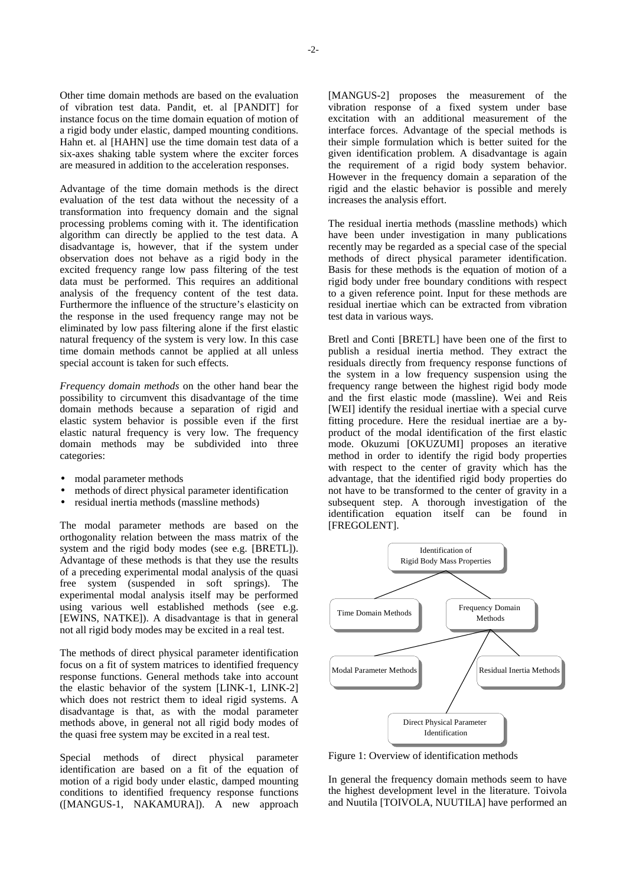Other time domain methods are based on the evaluation of vibration test data. Pandit, et. al [PANDIT] for instance focus on the time domain equation of motion of a rigid body under elastic, damped mounting conditions. Hahn et. al [HAHN] use the time domain test data of a six-axes shaking table system where the exciter forces are measured in addition to the acceleration responses.

Advantage of the time domain methods is the direct evaluation of the test data without the necessity of a transformation into frequency domain and the signal processing problems coming with it. The identification algorithm can directly be applied to the test data. A disadvantage is, however, that if the system under observation does not behave as a rigid body in the excited frequency range low pass filtering of the test data must be performed. This requires an additional analysis of the frequency content of the test data. Furthermore the influence of the structure's elasticity on the response in the used frequency range may not be eliminated by low pass filtering alone if the first elastic natural frequency of the system is very low. In this case time domain methods cannot be applied at all unless special account is taken for such effects.

*Frequency domain methods* on the other hand bear the possibility to circumvent this disadvantage of the time domain methods because a separation of rigid and elastic system behavior is possible even if the first elastic natural frequency is very low. The frequency domain methods may be subdivided into three categories:

- modal parameter methods
- methods of direct physical parameter identification
- residual inertia methods (massline methods)

The modal parameter methods are based on the orthogonality relation between the mass matrix of the system and the rigid body modes (see e.g. [BRETL]). Advantage of these methods is that they use the results of a preceding experimental modal analysis of the quasi free system (suspended in soft springs). The experimental modal analysis itself may be performed using various well established methods (see e.g. [EWINS, NATKE]). A disadvantage is that in general not all rigid body modes may be excited in a real test.

The methods of direct physical parameter identification focus on a fit of system matrices to identified frequency response functions. General methods take into account the elastic behavior of the system [LINK-1, LINK-2] which does not restrict them to ideal rigid systems. A disadvantage is that, as with the modal parameter methods above, in general not all rigid body modes of the quasi free system may be excited in a real test.

Special methods of direct physical parameter identification are based on a fit of the equation of motion of a rigid body under elastic, damped mounting conditions to identified frequency response functions ([MANGUS-1, NAKAMURA]). A new approach [MANGUS-2] proposes the measurement of the vibration response of a fixed system under base excitation with an additional measurement of the interface forces. Advantage of the special methods is their simple formulation which is better suited for the given identification problem. A disadvantage is again the requirement of a rigid body system behavior. However in the frequency domain a separation of the rigid and the elastic behavior is possible and merely increases the analysis effort.

The residual inertia methods (massline methods) which have been under investigation in many publications recently may be regarded as a special case of the special methods of direct physical parameter identification. Basis for these methods is the equation of motion of a rigid body under free boundary conditions with respect to a given reference point. Input for these methods are residual inertiae which can be extracted from vibration test data in various ways.

Bretl and Conti [BRETL] have been one of the first to publish a residual inertia method. They extract the residuals directly from frequency response functions of the system in a low frequency suspension using the frequency range between the highest rigid body mode and the first elastic mode (massline). Wei and Reis [WEI] identify the residual inertiae with a special curve fitting procedure. Here the residual inertiae are a by-product of the modal identification of the first elastic mode. Okuzumi [OKUZUMI] proposes an iterative method in order to identify the rigid body properties with respect to the center of gravity which has the advantage, that the identified rigid body properties do not have to be transformed to the center of gravity in a subsequent step. A thorough investigation of the identification equation itself can be found in [FREGOLENT].

```
                Identification of
            Rigid Body Mass Properties
               /                 \
  Time Domain Methods     Frequency Domain Methods
                          /        |          \
   Modal Parameter Methods         |     Residual Inertia Methods
                                   |
              Direct Physical Parameter Identification
```

Figure 1: Overview of identification methods

In general the frequency domain methods seem to have the highest development level in the literature. Toivola and Nuutila [TOIVOLA, NUUTILA] have performed an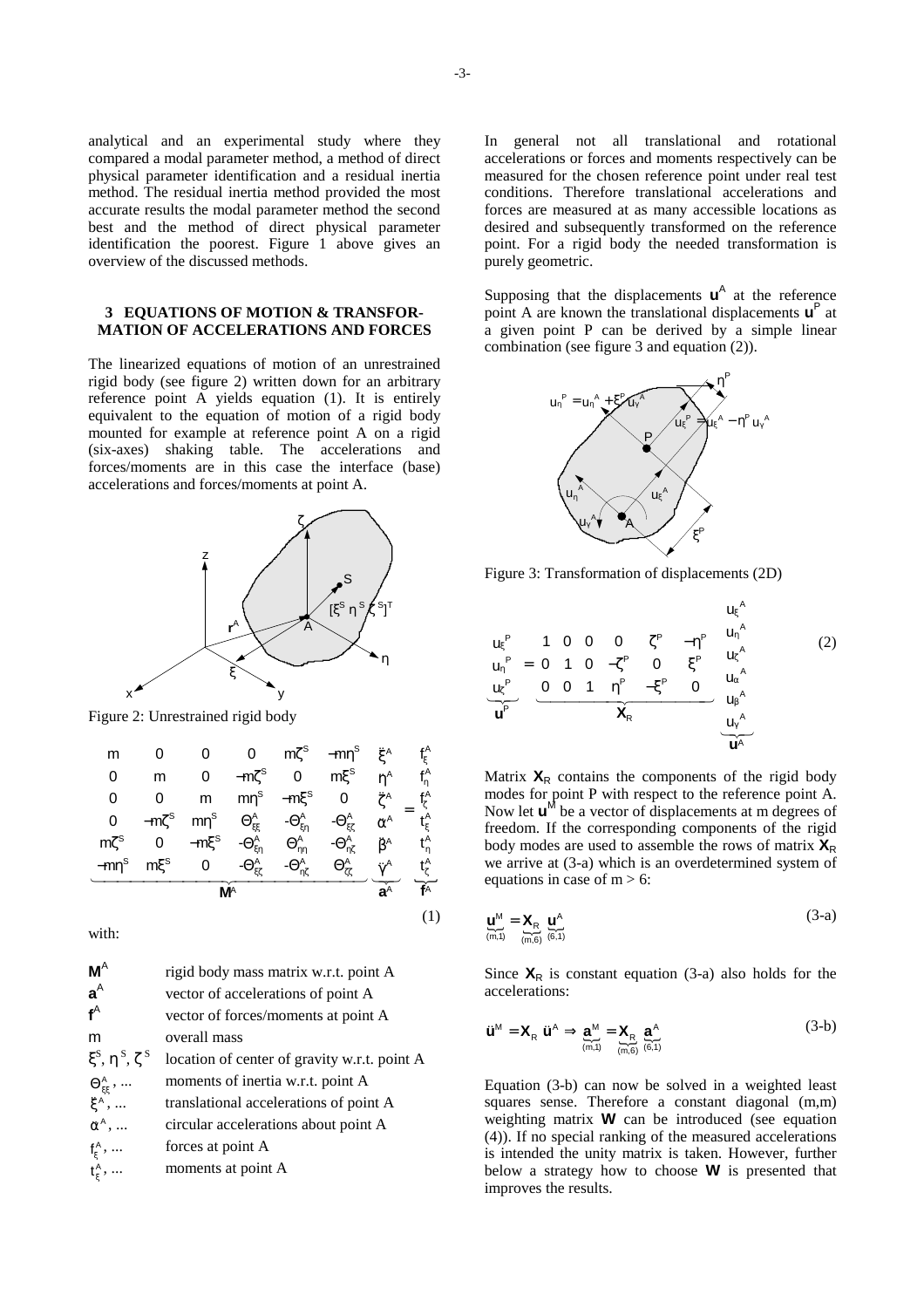analytical and an experimental study where they compared a modal parameter method, a method of direct physical parameter identification and a residual inertia method. The residual inertia method provided the most accurate results the modal parameter method the second best and the method of direct physical parameter identification the poorest. Figure 1 above gives an overview of the discussed methods.

## 3 EQUATIONS OF MOTION & TRANSFORMATION OF ACCELERATIONS AND FORCES

The linearized equations of motion of an unrestrained rigid body (see figure 2) written down for an arbitrary reference point A yields equation (1). It is entirely equivalent to the equation of motion of a rigid body mounted for example at reference point A on a rigid (six-axes) shaking table. The accelerations and forces/moments are in this case the interface (base) accelerations and forces/moments at point A.

Figure 2: Unrestrained rigid body

$$
\underbrace{\begin{bmatrix} m & 0 & 0 & 0 & m\zeta^S & -m\eta^S \\ 0 & m & 0 & -m\zeta^S & 0 & m\xi^S \\ 0 & 0 & m & m\eta^S & -m\xi^S & 0 \\ 0 & -m\zeta^S & m\eta^S & \Theta^A_{\xi\xi} & -\Theta^A_{\xi\eta} & -\Theta^A_{\xi\zeta} \\ m\zeta^S & 0 & -m\xi^S & -\Theta^A_{\xi\eta} & \Theta^A_{\eta\eta} & -\Theta^A_{\eta\zeta} \\ -m\eta^S & m\xi^S & 0 & -\Theta^A_{\xi\zeta} & -\Theta^A_{\eta\zeta} & \Theta^A_{\zeta\zeta} \end{bmatrix}}_{\mathbf{M}^A} \underbrace{\begin{bmatrix} \ddot{\xi}^A \\ \ddot{\eta}^A \\ \ddot{\zeta}^A \\ \ddot{\alpha}^A \\ \ddot{\beta}^A \\ \ddot{\gamma}^A \end{bmatrix}}_{\mathbf{a}^A} = \underbrace{\begin{bmatrix} f^A_\xi \\ f^A_\eta \\ f^A_\zeta \\ t^A_\xi \\ t^A_\eta \\ t^A_\zeta \end{bmatrix}}_{\mathbf{f}^A} \tag{1}
$$

with:

| | |
|---|---|
| $\mathbf{M}^A$ | rigid body mass matrix w.r.t. point A |
| $\mathbf{a}^A$ | vector of accelerations of point A |
| $\mathbf{f}^A$ | vector of forces/moments at point A |
| m | overall mass |
| $\xi^S, \eta^S, \zeta^S$ | location of center of gravity w.r.t. point A |
| $\Theta^A_{\xi\xi}$, ... | moments of inertia w.r.t. point A |
| $\ddot{\xi}^A$, ... | translational accelerations of point A |
| $\ddot{\alpha}^A$, ... | circular accelerations about point A |
| $f^A_\xi$, ... | forces at point A |
| $t^A_\xi$, ... | moments at point A |

In general not all translational and rotational accelerations or forces and moments respectively can be measured for the chosen reference point under real test conditions. Therefore translational accelerations and forces are measured at as many accessible locations as desired and subsequently transformed on the reference point. For a rigid body the needed transformation is purely geometric.

Supposing that the displacements $\mathbf{u}^A$ at the reference point A are known the translational displacements $\mathbf{u}^P$ at a given point P can be derived by a simple linear combination (see figure 3 and equation (2)).

Figure 3: Transformation of displacements (2D)

$$
\underbrace{\begin{bmatrix} u_\xi^P \\ u_\eta^P \\ u_\zeta^P \end{bmatrix}}_{\mathbf{u}^P} = \underbrace{\begin{bmatrix} 1 & 0 & 0 & 0 & \zeta^P & -\eta^P \\ 0 & 1 & 0 & -\zeta^P & 0 & \xi^P \\ 0 & 0 & 1 & \eta^P & -\xi^P & 0 \end{bmatrix}}_{\mathbf{X}_R} \underbrace{\begin{bmatrix} u_\xi^A \\ u_\eta^A \\ u_\zeta^A \\ u_\alpha^A \\ u_\beta^A \\ u_\gamma^A \end{bmatrix}}_{\mathbf{u}^A} \tag{2}
$$

Matrix $\mathbf{X}_R$ contains the components of the rigid body modes for point P with respect to the reference point A. Now let $\mathbf{u}^M$ be a vector of displacements at m degrees of freedom. If the corresponding components of the rigid body modes are used to assemble the rows of matrix $\mathbf{X}_R$ we arrive at (3-a) which is an overdetermined system of equations in case of m > 6:

$$
\underbrace{\mathbf{u}^M}_{(m,1)} = \underbrace{\mathbf{X}_R}_{(m,6)} \underbrace{\mathbf{u}^A}_{(6,1)} \tag{3-a}
$$

Since $\mathbf{X}_R$ is constant equation (3-a) also holds for the accelerations:

$$
\ddot{\mathbf{u}}^M = \mathbf{X}_R\, \ddot{\mathbf{u}}^A \Rightarrow \underbrace{\mathbf{a}^M}_{(m,1)} = \underbrace{\mathbf{X}_R}_{(m,6)} \underbrace{\mathbf{a}^A}_{(6,1)} \tag{3-b}
$$

Equation (3-b) can now be solved in a weighted least squares sense. Therefore a constant diagonal (m,m) weighting matrix $\mathbf{W}$ can be introduced (see equation (4)). If no special ranking of the measured accelerations is intended the unity matrix is taken. However, further below a strategy how to choose $\mathbf{W}$ is presented that improves the results.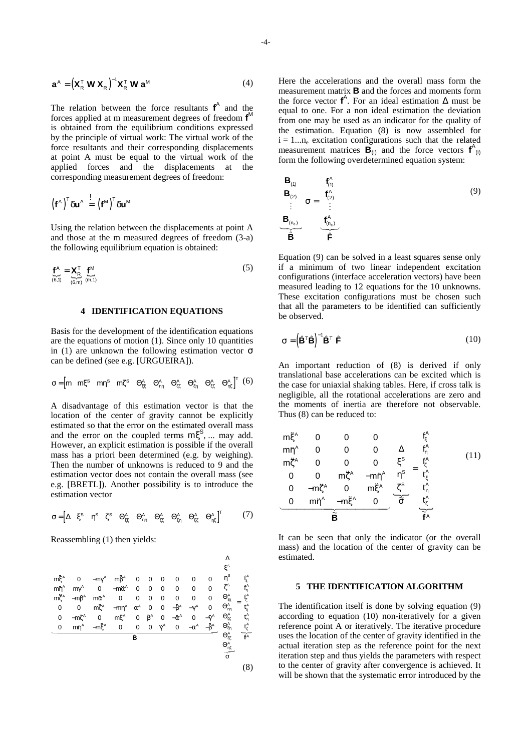$$\mathbf{a}^A = \left(\mathbf{X}_R^T\, \mathbf{W}\, \mathbf{X}_R\right)^{-1} \mathbf{X}_R^T\, \mathbf{W}\, \mathbf{a}^M \tag{4}$$

The relation between the force resultants $\mathbf{f}^A$ and the forces applied at m measurement degrees of freedom $\mathbf{f}^M$ is obtained from the equilibrium conditions expressed by the principle of virtual work: The virtual work of the force resultants and their corresponding displacements at point A must be equal to the virtual work of the applied forces and the displacements at the corresponding measurement degrees of freedom:

$$\left(\mathbf{f}^A\right)^T \delta\mathbf{u}^A \overset{!}{=} \left(\mathbf{f}^M\right)^T \delta\mathbf{u}^M$$

Using the relation between the displacements at point A and those at the m measured degrees of freedom (3-a) the following equilibrium equation is obtained:

$$\underbrace{\mathbf{f}^A}_{(6,1)} = \underbrace{\mathbf{X}_R^T}_{(6,m)} \underbrace{\mathbf{f}^M}_{(m,1)} \tag{5}$$

## 4 IDENTIFICATION EQUATIONS

Basis for the development of the identification equations are the equations of motion (1). Since only 10 quantities in (1) are unknown the following estimation vector $\sigma$ can be defined (see e.g. [URGUEIRA]).

$$\sigma = \begin{bmatrix} m & m\xi^S & m\eta^S & m\zeta^S & \Theta^A_{\xi\xi} & \Theta^A_{\eta\eta} & \Theta^A_{\zeta\zeta} & \Theta^A_{\xi\eta} & \Theta^A_{\xi\zeta} & \Theta^A_{\eta\zeta} \end{bmatrix}^T \tag{6}$$

A disadvantage of this estimation vector is that the location of the center of gravity cannot be explicitly estimated so that the error on the estimated overall mass and the error on the coupled terms $m\xi^S$, ... may add. However, an explicit estimation is possible if the overall mass has a priori been determined (e.g. by weighing). Then the number of unknowns is reduced to 9 and the estimation vector does not contain the overall mass (see e.g. [BRETL]). Another possibility is to introduce the estimation vector

$$\sigma = \begin{bmatrix} \Delta & \xi^S & \eta^S & \zeta^S & \Theta^A_{\xi\xi} & \Theta^A_{\eta\eta} & \Theta^A_{\zeta\zeta} & \Theta^A_{\xi\eta} & \Theta^A_{\xi\zeta} & \Theta^A_{\eta\zeta} \end{bmatrix}^T \tag{7}$$

Reassembling (1) then yields:

$$\underbrace{\begin{bmatrix} m\ddot{\xi}^A & 0 & -m\ddot{\gamma}^A & m\ddot{\beta}^A & 0 & 0 & 0 & 0 & 0 & 0 \\ m\ddot{\eta}^A & m\ddot{\gamma}^A & 0 & -m\ddot{\alpha}^A & 0 & 0 & 0 & 0 & 0 & 0 \\ m\ddot{\zeta}^A & -m\ddot{\beta}^A & m\ddot{\alpha}^A & 0 & 0 & 0 & 0 & 0 & 0 & 0 \\ 0 & 0 & m\ddot{\zeta}^A & -m\ddot{\eta}^A & \ddot{\alpha}^A & 0 & 0 & -\ddot{\beta}^A & -\ddot{\gamma}^A & 0 \\ 0 & -m\ddot{\zeta}^A & 0 & m\ddot{\xi}^A & 0 & \ddot{\beta}^A & 0 & -\ddot{\alpha}^A & 0 & -\ddot{\gamma}^A \\ 0 & m\ddot{\eta}^A & -m\ddot{\xi}^A & 0 & 0 & 0 & \ddot{\gamma}^A & 0 & -\ddot{\alpha}^A & -\ddot{\beta}^A \end{bmatrix}}_{\mathbf{B}} \underbrace{\begin{bmatrix} \Delta \\ \xi^S \\ \eta^S \\ \zeta^S \\ \Theta^A_{\xi\xi} \\ \Theta^A_{\eta\eta} \\ \Theta^A_{\zeta\zeta} \\ \Theta^A_{\xi\eta} \\ \Theta^A_{\xi\zeta} \\ \Theta^A_{\eta\zeta} \end{bmatrix}}_{\sigma} = \underbrace{\begin{bmatrix} f^A_\xi \\ f^A_\eta \\ f^A_\zeta \\ t^A_\xi \\ t^A_\eta \\ t^A_\zeta \end{bmatrix}}_{\mathbf{f}^A} \tag{8}$$

Here the accelerations and the overall mass form the measurement matrix $\mathbf{B}$ and the forces and moments form the force vector $\mathbf{f}^A$. For an ideal estimation $\Delta$ must be equal to one. For a non ideal estimation the deviation from one may be used as an indicator for the quality of the estimation. Equation (8) is now assembled for $i = 1...n_e$ excitation configurations such that the related measurement matrices $\mathbf{B}_{(i)}$ and the force vectors $\mathbf{f}^A_{(i)}$ form the following overdetermined equation system:

$$\underbrace{\begin{bmatrix} \mathbf{B}_{(1)} \\ \mathbf{B}_{(2)} \\ \vdots \\ \mathbf{B}_{(n_e)} \end{bmatrix}}_{\hat{\mathbf{B}}} \sigma = \underbrace{\begin{bmatrix} \mathbf{f}^A_{(1)} \\ \mathbf{f}^A_{(2)} \\ \vdots \\ \mathbf{f}^A_{(n_e)} \end{bmatrix}}_{\hat{\mathbf{F}}} \tag{9}$$

Equation (9) can be solved in a least squares sense only if a minimum of two linear independent excitation configurations (interface acceleration vectors) have been measured leading to 12 equations for the 10 unknowns. These excitation configurations must be chosen such that all the parameters to be identified can sufficiently be observed.

$$\sigma = \left(\hat{\mathbf{B}}^T \hat{\mathbf{B}}\right)^{-1} \hat{\mathbf{B}}^T\, \hat{\mathbf{F}} \tag{10}$$

An important reduction of (8) is derived if only translational base accelerations can be excited which is the case for uniaxial shaking tables. Here, if cross talk is negligible, all the rotational accelerations are zero and the moments of inertia are therefore not observable. Thus (8) can be reduced to:

$$\underbrace{\begin{bmatrix} m\ddot{\xi}^A & 0 & 0 & 0 \\ m\ddot{\eta}^A & 0 & 0 & 0 \\ m\ddot{\zeta}^A & 0 & 0 & 0 \\ 0 & 0 & m\ddot{\zeta}^A & -m\ddot{\eta}^A \\ 0 & -m\ddot{\zeta}^A & 0 & m\ddot{\xi}^A \\ 0 & m\ddot{\eta}^A & -m\ddot{\xi}^A & 0 \end{bmatrix}}_{\tilde{\mathbf{B}}} \underbrace{\begin{bmatrix} \Delta \\ \xi^S \\ \eta^S \\ \zeta^S \end{bmatrix}}_{\tilde{\sigma}} = \underbrace{\begin{bmatrix} f^A_\xi \\ f^A_\eta \\ f^A_\zeta \\ t^A_\xi \\ t^A_\eta \\ t^A_\zeta \end{bmatrix}}_{\tilde{\mathbf{f}}^A} \tag{11}$$

It can be seen that only the indicator (or the overall mass) and the location of the center of gravity can be estimated.

## 5 THE IDENTIFICATION ALGORITHM

The identification itself is done by solving equation (9) according to equation (10) non-iteratively for a given reference point A or iteratively. The iterative procedure uses the location of the center of gravity identified in the actual iteration step as the reference point for the next iteration step and thus yields the parameters with respect to the center of gravity after convergence is achieved. It will be shown that the systematic error introduced by the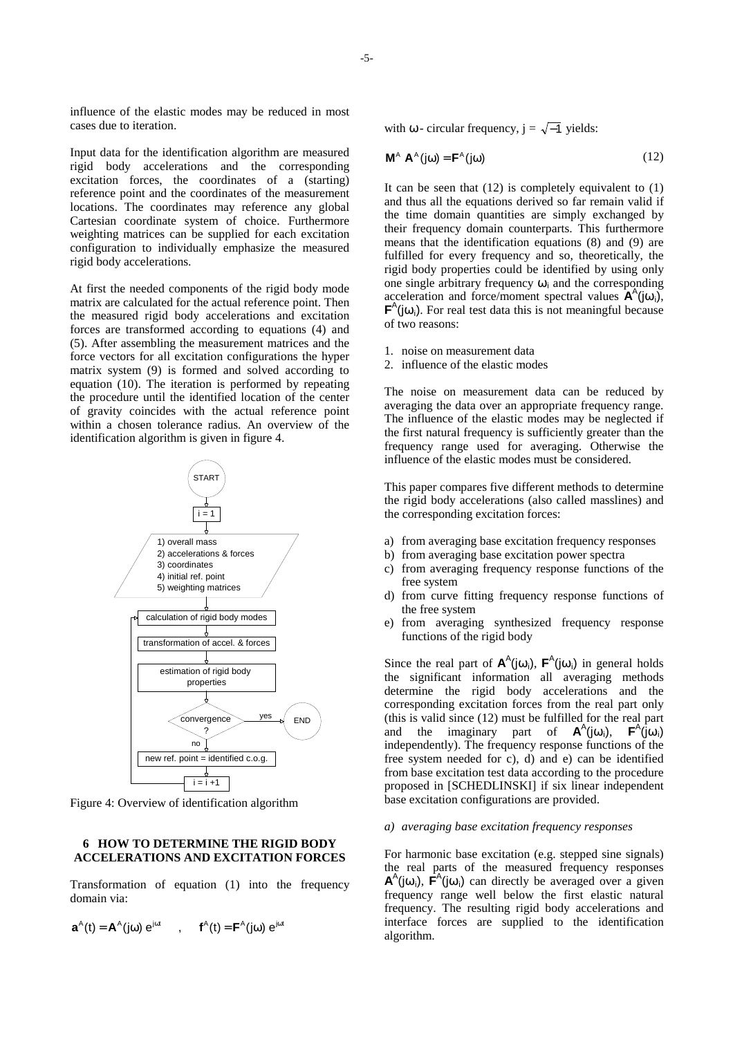influence of the elastic modes may be reduced in most cases due to iteration.

Input data for the identification algorithm are measured rigid body accelerations and the corresponding excitation forces, the coordinates of a (starting) reference point and the coordinates of the measurement locations. The coordinates may reference any global Cartesian coordinate system of choice. Furthermore weighting matrices can be supplied for each excitation configuration to individually emphasize the measured rigid body accelerations.

At first the needed components of the rigid body mode matrix are calculated for the actual reference point. Then the measured rigid body accelerations and excitation forces are transformed according to equations (4) and (5). After assembling the measurement matrices and the force vectors for all excitation configurations the hyper matrix system (9) is formed and solved according to equation (10). The iteration is performed by repeating the procedure until the identified location of the center of gravity coincides with the actual reference point within a chosen tolerance radius. An overview of the identification algorithm is given in figure 4.

```
START
  ↓
i = 1
  ↓
1) overall mass
2) accelerations & forces
3) coordinates
4) initial ref. point
5) weighting matrices
  ↓
calculation of rigid body modes  ←──────┐
  ↓                                      │
transformation of accel. & forces        │
  ↓                                      │
estimation of rigid body properties      │
  ↓                                      │
convergence ? ── yes ──→ END             │
  ↓ no                                   │
new ref. point = identified c.o.g.       │
  ↓                                      │
i = i + 1 ───────────────────────────────┘
```

Figure 4: Overview of identification algorithm

## 6 HOW TO DETERMINE THE RIGID BODY ACCELERATIONS AND EXCITATION FORCES

Transformation of equation (1) into the frequency domain via:

$$\mathbf{a}^A(t) = \mathbf{A}^A(j\omega)\, e^{j\omega t} \quad , \quad \mathbf{f}^A(t) = \mathbf{F}^A(j\omega)\, e^{j\omega t}$$

with $\omega$ - circular frequency, $j = \sqrt{-1}$ yields:

$$\mathbf{M}^A\ \mathbf{A}^A(j\omega) = \mathbf{F}^A(j\omega) \tag{12}$$

It can be seen that (12) is completely equivalent to (1) and thus all the equations derived so far remain valid if the time domain quantities are simply exchanged by their frequency domain counterparts. This furthermore means that the identification equations (8) and (9) are fulfilled for every frequency and so, theoretically, the rigid body properties could be identified by using only one single arbitrary frequency $\omega_i$ and the corresponding acceleration and force/moment spectral values $\mathbf{A}^A(j\omega_i)$, $\mathbf{F}^A(j\omega_i)$. For real test data this is not meaningful because of two reasons:

1. noise on measurement data
2. influence of the elastic modes

The noise on measurement data can be reduced by averaging the data over an appropriate frequency range. The influence of the elastic modes may be neglected if the first natural frequency is sufficiently greater than the frequency range used for averaging. Otherwise the influence of the elastic modes must be considered.

This paper compares five different methods to determine the rigid body accelerations (also called masslines) and the corresponding excitation forces:

a) from averaging base excitation frequency responses
b) from averaging base excitation power spectra
c) from averaging frequency response functions of the free system
d) from curve fitting frequency response functions of the free system
e) from averaging synthesized frequency response functions of the rigid body

Since the real part of $\mathbf{A}^A(j\omega_i)$, $\mathbf{F}^A(j\omega_i)$ in general holds the significant information all averaging methods determine the rigid body accelerations and the corresponding excitation forces from the real part only (this is valid since (12) must be fulfilled for the real part and the imaginary part of $\mathbf{A}^A(j\omega_i)$, $\mathbf{F}^A(j\omega_i)$ independently). The frequency response functions of the free system needed for c), d) and e) can be identified from base excitation test data according to the procedure proposed in [SCHEDLINSKI] if six linear independent base excitation configurations are provided.

*a) averaging base excitation frequency responses*

For harmonic base excitation (e.g. stepped sine signals) the real parts of the measured frequency responses $\mathbf{A}^A(j\omega_i)$, $\mathbf{F}^A(j\omega_i)$ can directly be averaged over a given frequency range well below the first elastic natural frequency. The resulting rigid body accelerations and interface forces are supplied to the identification algorithm.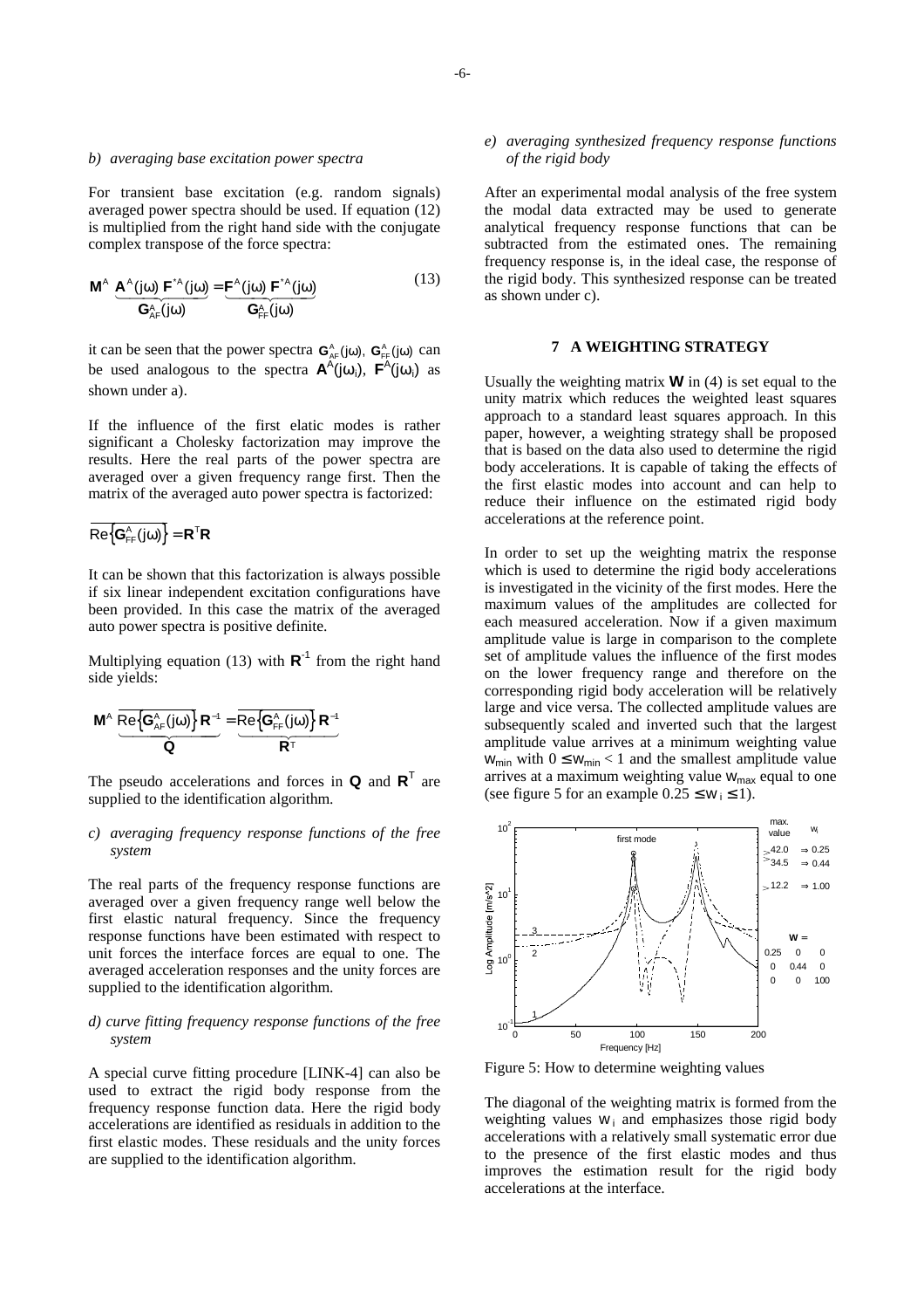*b) averaging base excitation power spectra*

For transient base excitation (e.g. random signals) averaged power spectra should be used. If equation (12) is multiplied from the right hand side with the conjugate complex transpose of the force spectra:

$$\mathbf{M}^A \underbrace{\mathbf{A}^A(j\omega)\,\mathbf{F}^{*A}(j\omega)}_{\mathbf{G}^A_{AF}(j\omega)} = \underbrace{\mathbf{F}^A(j\omega)\,\mathbf{F}^{*A}(j\omega)}_{\mathbf{G}^A_{FF}(j\omega)} \tag{13}$$

it can be seen that the power spectra $\mathbf{G}^A_{AF}(j\omega)$, $\mathbf{G}^A_{FF}(j\omega)$ can be used analogous to the spectra $\mathbf{A}^A(j\omega_i)$, $\mathbf{F}^A(j\omega_i)$ as shown under a).

If the influence of the first elatic modes is rather significant a Cholesky factorization may improve the results. Here the real parts of the power spectra are averaged over a given frequency range first. Then the matrix of the averaged auto power spectra is factorized:

$$\overline{\mathrm{Re}\left\{\mathbf{G}^A_{FF}(j\omega)\right\}} = \mathbf{R}^T\mathbf{R}$$

It can be shown that this factorization is always possible if six linear independent excitation configurations have been provided. In this case the matrix of the averaged auto power spectra is positive definite.

Multiplying equation (13) with $\mathbf{R}^{-1}$ from the right hand side yields:

$$\mathbf{M}^A \underbrace{\overline{\mathrm{Re}\left\{\mathbf{G}^A_{AF}(j\omega)\right\}}\,\mathbf{R}^{-1}}_{\mathbf{Q}} = \underbrace{\overline{\mathrm{Re}\left\{\mathbf{G}^A_{FF}(j\omega)\right\}}\,\mathbf{R}^{-1}}_{\mathbf{R}^T}$$

The pseudo accelerations and forces in $\mathbf{Q}$ and $\mathbf{R}^T$ are supplied to the identification algorithm.

*c) averaging frequency response functions of the free system*

The real parts of the frequency response functions are averaged over a given frequency range well below the first elastic natural frequency. Since the frequency response functions have been estimated with respect to unit forces the interface forces are equal to one. The averaged acceleration responses and the unity forces are supplied to the identification algorithm.

*d) curve fitting frequency response functions of the free system*

A special curve fitting procedure [LINK-4] can also be used to extract the rigid body response from the frequency response function data. Here the rigid body accelerations are identified as residuals in addition to the first elastic modes. These residuals and the unity forces are supplied to the identification algorithm.

*e) averaging synthesized frequency response functions of the rigid body*

After an experimental modal analysis of the free system the modal data extracted may be used to generate analytical frequency response functions that can be subtracted from the estimated ones. The remaining frequency response is, in the ideal case, the response of the rigid body. This synthesized response can be treated as shown under c).

## 7 A WEIGHTING STRATEGY

Usually the weighting matrix $\mathbf{W}$ in (4) is set equal to the unity matrix which reduces the weighted least squares approach to a standard least squares approach. In this paper, however, a weighting strategy shall be proposed that is based on the data also used to determine the rigid body accelerations. It is capable of taking the effects of the first elastic modes into account and can help to reduce their influence on the estimated rigid body accelerations at the reference point.

In order to set up the weighting matrix the response which is used to determine the rigid body accelerations is investigated in the vicinity of the first modes. Here the maximum values of the amplitudes are collected for each measured acceleration. Now if a given maximum amplitude value is large in comparison to the complete set of amplitude values the influence of the first modes on the lower frequency range and therefore on the corresponding rigid body acceleration will be relatively large and vice versa. The collected amplitude values are subsequently scaled and inverted such that the largest amplitude value arrives at a minimum weighting value $w_{min}$ with $0 \le w_{min} < 1$ and the smallest amplitude value arrives at a maximum weighting value $w_{max}$ equal to one (see figure 5 for an example $0.25 \le w_i \le 1$).

Figure 5: How to determine weighting values

The diagonal of the weighting matrix is formed from the weighting values $w_i$ and emphasizes those rigid body accelerations with a relatively small systematic error due to the presence of the first elastic modes and thus improves the estimation result for the rigid body accelerations at the interface.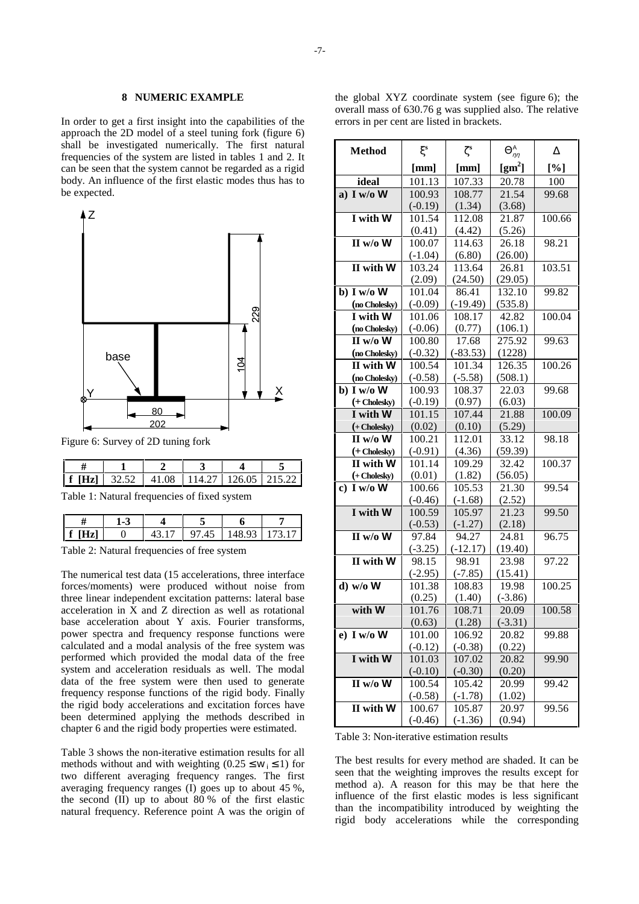## 8 NUMERIC EXAMPLE

In order to get a first insight into the capabilities of the approach the 2D model of a steel tuning fork (figure 6) shall be investigated numerically. The first natural frequencies of the system are listed in tables 1 and 2. It can be seen that the system cannot be regarded as a rigid body. An influence of the first elastic modes thus has to be expected.

Figure 6: Survey of 2D tuning fork

| # | 1 | 2 | 3 | 4 | 5 |
|---|---|---|---|---|---|
| f [Hz] | 32.52 | 41.08 | 114.27 | 126.05 | 215.22 |

Table 1: Natural frequencies of fixed system

| # | 1-3 | 4 | 5 | 6 | 7 |
|---|---|---|---|---|---|
| f [Hz] | 0 | 43.17 | 97.45 | 148.93 | 173.17 |

Table 2: Natural frequencies of free system

The numerical test data (15 accelerations, three interface forces/moments) were produced without noise from three linear independent excitation patterns: lateral base acceleration in X and Z direction as well as rotational base acceleration about Y axis. Fourier transforms, power spectra and frequency response functions were calculated and a modal analysis of the free system was performed which provided the modal data of the free system and acceleration residuals as well. The modal data of the free system were then used to generate frequency response functions of the rigid body. Finally the rigid body accelerations and excitation forces have been determined applying the methods described in chapter 6 and the rigid body properties were estimated.

Table 3 shows the non-iterative estimation results for all methods without and with weighting ($0.25 \leq w_i \leq 1$) for two different averaging frequency ranges. The first averaging frequency ranges (I) goes up to about 45 %, the second (II) up to about 80 % of the first elastic natural frequency. Reference point A was the origin of the global XYZ coordinate system (see figure 6); the overall mass of 630.76 g was supplied also. The relative errors in per cent are listed in brackets.

| Method | $\xi^s$ [mm] | $\zeta^s$ [mm] | $\Theta^A_{\eta\eta}$ [gm$^2$] | $\Delta$ [%] |
|---|---|---|---|---|
| ideal | 101.13 | 107.33 | 20.78 | 100 |
| a) I w/o **W** | 100.93 (-0.19) | 108.77 (1.34) | 21.54 (3.68) | 99.68 |
| I with **W** | 101.54 (0.41) | 112.08 (4.42) | 21.87 (5.26) | 100.66 |
| II w/o **W** | 100.07 (-1.04) | 114.63 (6.80) | 26.18 (26.00) | 98.21 |
| II with **W** | 103.24 (2.09) | 113.64 (24.50) | 26.81 (29.05) | 103.51 |
| b) I w/o **W** (no Cholesky) | 101.04 (-0.09) | 86.41 (-19.49) | 132.10 (535.8) | 99.82 |
| I with **W** (no Cholesky) | 101.06 (-0.06) | 108.17 (0.77) | 42.82 (106.1) | 100.04 |
| II w/o **W** (no Cholesky) | 100.80 (-0.32) | 17.68 (-83.53) | 275.92 (1228) | 99.63 |
| II with **W** (no Cholesky) | 100.54 (-0.58) | 101.34 (-5.58) | 126.35 (508.1) | 100.26 |
| b) I w/o **W** (+ Cholesky) | 100.93 (-0.19) | 108.37 (0.97) | 22.03 (6.03) | 99.68 |
| I with **W** (+ Cholesky) | 101.15 (0.02) | 107.44 (0.10) | 21.88 (5.29) | 100.09 |
| II w/o **W** (+ Cholesky) | 100.21 (-0.91) | 112.01 (4.36) | 33.12 (59.39) | 98.18 |
| II with **W** (+ Cholesky) | 101.14 (0.01) | 109.29 (1.82) | 32.42 (56.05) | 100.37 |
| c) I w/o **W** | 100.66 (-0.46) | 105.53 (-1.68) | 21.30 (2.52) | 99.54 |
| I with **W** | 100.59 (-0.53) | 105.97 (-1.27) | 21.23 (2.18) | 99.50 |
| II w/o **W** | 97.84 (-3.25) | 94.27 (-12.17) | 24.81 (19.40) | 96.75 |
| II with **W** | 98.15 (-2.95) | 98.91 (-7.85) | 23.98 (15.41) | 97.22 |
| d) w/o **W** | 101.38 (0.25) | 108.83 (1.40) | 19.98 (-3.86) | 100.25 |
| with **W** | 101.76 (0.63) | 108.71 (1.28) | 20.09 (-3.31) | 100.58 |
| e) I w/o **W** | 101.00 (-0.12) | 106.92 (-0.38) | 20.82 (0.22) | 99.88 |
| I with **W** | 101.03 (-0.10) | 107.02 (-0.30) | 20.82 (0.20) | 99.90 |
| II w/o **W** | 100.54 (-0.58) | 105.42 (-1.78) | 20.99 (1.02) | 99.42 |
| II with **W** | 100.67 (-0.46) | 105.87 (-1.36) | 20.97 (0.94) | 99.56 |

Table 3: Non-iterative estimation results

The best results for every method are shaded. It can be seen that the weighting improves the results except for method a). A reason for this may be that here the influence of the first elastic modes is less significant than the incompatibility introduced by weighting the rigid body accelerations while the corresponding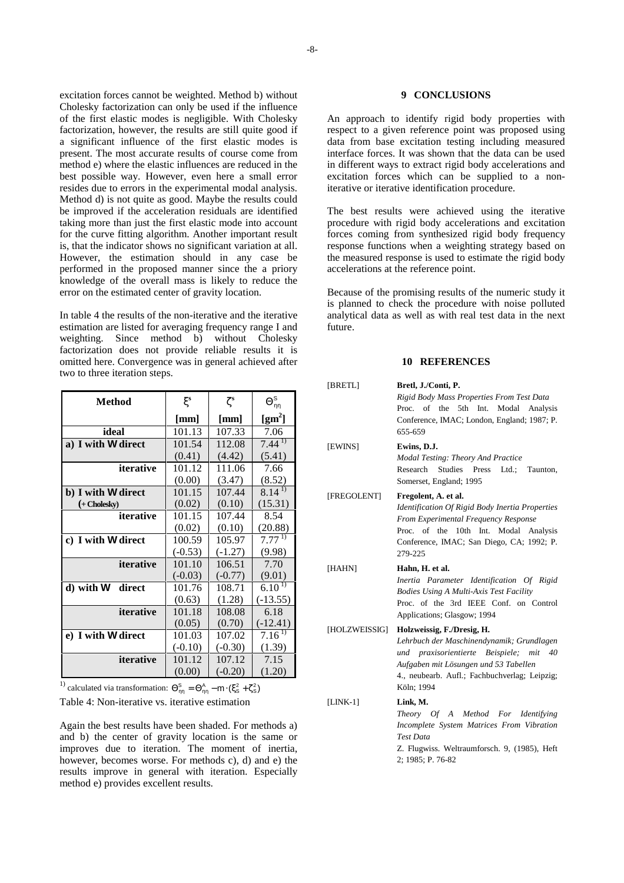excitation forces cannot be weighted. Method b) without Cholesky factorization can only be used if the influence of the first elastic modes is negligible. With Cholesky factorization, however, the results are still quite good if a significant influence of the first elastic modes is present. The most accurate results of course come from method e) where the elastic influences are reduced in the best possible way. However, even here a small error resides due to errors in the experimental modal analysis. Method d) is not quite as good. Maybe the results could be improved if the acceleration residuals are identified taking more than just the first elastic mode into account for the curve fitting algorithm. Another important result is, that the indicator shows no significant variation at all. However, the estimation should in any case be performed in the proposed manner since the a priory knowledge of the overall mass is likely to reduce the error on the estimated center of gravity location.

In table 4 the results of the non-iterative and the iterative estimation are listed for averaging frequency range I and weighting. Since method b) without Cholesky factorization does not provide reliable results it is omitted here. Convergence was in general achieved after two to three iteration steps.

| Method | $\xi^s$ | $\zeta^s$ | $\Theta^S_{\eta\eta}$ |
|---|---|---|---|
| | [mm] | [mm] | [gm$^2$] |
| ideal | 101.13 | 107.33 | 7.06 |
| a) I with W direct | 101.54 (0.41) | 112.08 (4.42) | 7.44 [1)] (5.41) |
| iterative | 101.12 (0.00) | 111.06 (3.47) | 7.66 (8.52) |
| b) I with W direct (+ Cholesky) | 101.15 (0.02) | 107.44 (0.10) | 8.14 [1)] (15.31) |
| iterative | 101.15 (0.02) | 107.44 (0.10) | 8.54 (20.88) |
| c) I with W direct | 100.59 (-0.53) | 105.97 (-1.27) | 7.77 [1)] (9.98) |
| iterative | 101.10 (-0.03) | 106.51 (-0.77) | 7.70 (9.01) |
| d) with W direct | 101.76 (0.63) | 108.71 (1.28) | 6.10 [1)] (-13.55) |
| iterative | 101.18 (0.05) | 108.08 (0.70) | 6.18 (-12.41) |
| e) I with W direct | 101.03 (-0.10) | 107.02 (-0.30) | 7.16 [1)] (1.39) |
| iterative | 101.12 (0.00) | 107.12 (-0.20) | 7.15 (1.20) |

[1)] calculated via transformation: $\Theta^S_{\eta\eta} = \Theta^A_{\eta\eta} - m \cdot (\xi_S^2 + \zeta_S^2)$

Table 4: Non-iterative vs. iterative estimation

Again the best results have been shaded. For methods a) and b) the center of gravity location is the same or improves due to iteration. The moment of inertia, however, becomes worse. For methods c), d) and e) the results improve in general with iteration. Especially method e) provides excellent results.

## 9 CONCLUSIONS

An approach to identify rigid body properties with respect to a given reference point was proposed using data from base excitation testing including measured interface forces. It was shown that the data can be used in different ways to extract rigid body accelerations and excitation forces which can be supplied to a non-iterative or iterative identification procedure.

The best results were achieved using the iterative procedure with rigid body accelerations and excitation forces coming from synthesized rigid body frequency response functions when a weighting strategy based on the measured response is used to estimate the rigid body accelerations at the reference point.

Because of the promising results of the numeric study it is planned to check the procedure with noise polluted analytical data as well as with real test data in the next future.

## 10 REFERENCES

[BRETL] **Bretl, J./Conti, P.**
*Rigid Body Mass Properties From Test Data*
Proc. of the 5th Int. Modal Analysis Conference, IMAC; London, England; 1987; P. 655-659

[EWINS] **Ewins, D.J.**
*Modal Testing: Theory And Practice*
Research Studies Press Ltd.; Taunton, Somerset, England; 1995

[FREGOLENT] **Fregolent, A. et al.**
*Identification Of Rigid Body Inertia Properties From Experimental Frequency Response*
Proc. of the 10th Int. Modal Analysis Conference, IMAC; San Diego, CA; 1992; P. 279-225

[HAHN] **Hahn, H. et al.**
*Inertia Parameter Identification Of Rigid Bodies Using A Multi-Axis Test Facility*
Proc. of the 3rd IEEE Conf. on Control Applications; Glasgow; 1994

[HOLZWEISSIG] **Holzweissig, F./Dresig, H.**
*Lehrbuch der Maschinendynamik; Grundlagen und praxisorientierte Beispiele; mit 40 Aufgaben mit Lösungen und 53 Tabellen*
4., neubearb. Aufl.; Fachbuchverlag; Leipzig; Köln; 1994

[LINK-1] **Link, M.**
*Theory Of A Method For Identifying Incomplete System Matrices From Vibration Test Data*
Z. Flugwiss. Weltraumforsch. 9, (1985), Heft 2; 1985; P. 76-82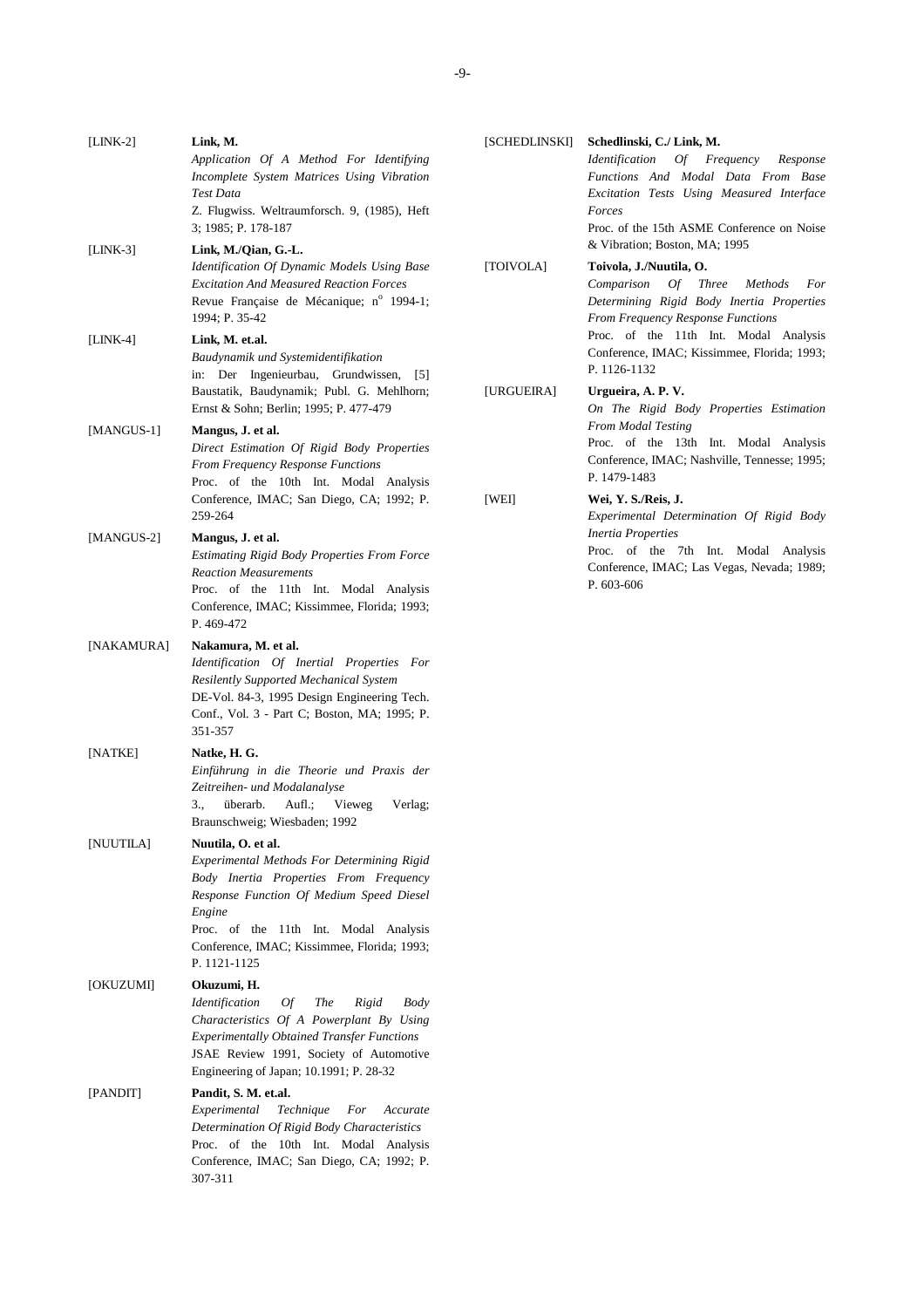[LINK-2] **Link, M.**
*Application Of A Method For Identifying Incomplete System Matrices Using Vibration Test Data*
Z. Flugwiss. Weltraumforsch. 9, (1985), Heft 3; 1985; P. 178-187

[LINK-3] **Link, M./Qian, G.-L.**
*Identification Of Dynamic Models Using Base Excitation And Measured Reaction Forces*
Revue Française de Mécanique; n° 1994-1; 1994; P. 35-42

[LINK-4] **Link, M. et.al.**
*Baudynamik und Systemidentifikation*
in: Der Ingenieurbau, Grundwissen, [5] Baustatik, Baudynamik; Publ. G. Mehlhorn; Ernst & Sohn; Berlin; 1995; P. 477-479

[MANGUS-1] **Mangus, J. et al.**
*Direct Estimation Of Rigid Body Properties From Frequency Response Functions*
Proc. of the 10th Int. Modal Analysis Conference, IMAC; San Diego, CA; 1992; P. 259-264

[MANGUS-2] **Mangus, J. et al.**
*Estimating Rigid Body Properties From Force Reaction Measurements*
Proc. of the 11th Int. Modal Analysis Conference, IMAC; Kissimmee, Florida; 1993; P. 469-472

[NAKAMURA] **Nakamura, M. et al.**
*Identification Of Inertial Properties For Resilently Supported Mechanical System*
DE-Vol. 84-3, 1995 Design Engineering Tech. Conf., Vol. 3 - Part C; Boston, MA; 1995; P. 351-357

[NATKE] **Natke, H. G.**
*Einführung in die Theorie und Praxis der Zeitreihen- und Modalanalyse*
3., überarb. Aufl.; Vieweg Verlag; Braunschweig; Wiesbaden; 1992

[NUUTILA] **Nuutila, O. et al.**
*Experimental Methods For Determining Rigid Body Inertia Properties From Frequency Response Function Of Medium Speed Diesel Engine*
Proc. of the 11th Int. Modal Analysis Conference, IMAC; Kissimmee, Florida; 1993; P. 1121-1125

[OKUZUMI] **Okuzumi, H.**
*Identification Of The Rigid Body Characteristics Of A Powerplant By Using Experimentally Obtained Transfer Functions*
JSAE Review 1991, Society of Automotive Engineering of Japan; 10.1991; P. 28-32

[PANDIT] **Pandit, S. M. et.al.**
*Experimental Technique For Accurate Determination Of Rigid Body Characteristics*
Proc. of the 10th Int. Modal Analysis Conference, IMAC; San Diego, CA; 1992; P. 307-311

[SCHEDLINSKI] **Schedlinski, C./ Link, M.**
*Identification Of Frequency Response Functions And Modal Data From Base Excitation Tests Using Measured Interface Forces*
Proc. of the 15th ASME Conference on Noise & Vibration; Boston, MA; 1995

[TOIVOLA] **Toivola, J./Nuutila, O.**
*Comparison Of Three Methods For Determining Rigid Body Inertia Properties From Frequency Response Functions*
Proc. of the 11th Int. Modal Analysis Conference, IMAC; Kissimmee, Florida; 1993; P. 1126-1132

[URGUEIRA] **Urgueira, A. P. V.**
*On The Rigid Body Properties Estimation From Modal Testing*
Proc. of the 13th Int. Modal Analysis Conference, IMAC; Nashville, Tennesse; 1995; P. 1479-1483

[WEI] **Wei, Y. S./Reis, J.**
*Experimental Determination Of Rigid Body Inertia Properties*
Proc. of the 7th Int. Modal Analysis Conference, IMAC; Las Vegas, Nevada; 1989; P. 603-606